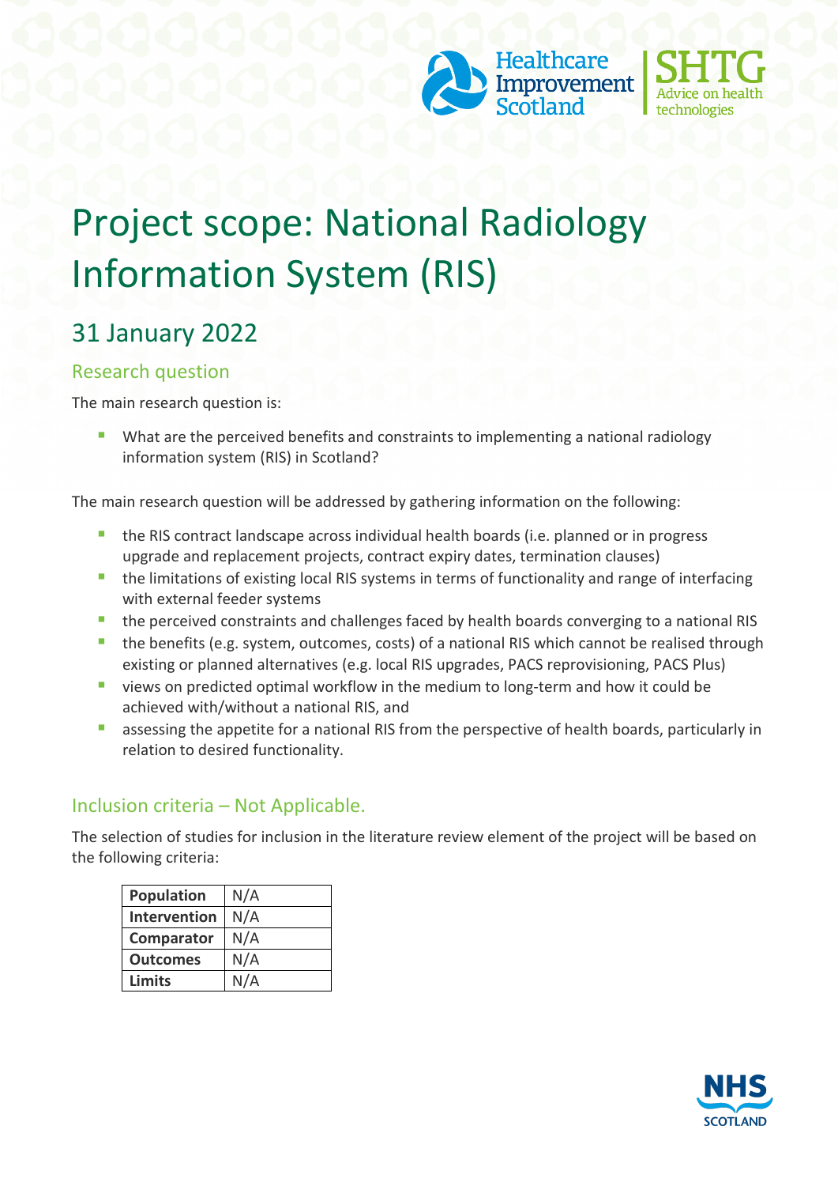# Project scope: National Radiology Information System (RIS)

## 31 January 2022

### Research question

The main research question is:

- What are the perceived benefits and constraints to implementing a national radiology information system (RIS) in Scotland?

The main research question will be addressed by gathering information on the following:

- the RIS contract landscape across individual health boards (i.e. planned or in progress upgrade and replacement projects, contract expiry dates, termination clauses)
- the limitations of existing local RIS systems in terms of functionality and range of interfacing with external feeder systems
- the perceived constraints and challenges faced by health boards converging to a national RIS
- the benefits (e.g. system, outcomes, costs) of a national RIS which cannot be realised through existing or planned alternatives (e.g. local RIS upgrades, PACS reprovisioning, PACS Plus)
- views on predicted optimal workflow in the medium to long-term and how it could be achieved with/without a national RIS, and
- assessing the appetite for a national RIS from the perspective of health boards, particularly in relation to desired functionality.

### Inclusion criteria – Not Applicable.

The selection of studies for inclusion in the literature review element of the project will be based on the following criteria:

| | |
|---|---|
| **Population** | N/A |
| **Intervention** | N/A |
| **Comparator** | N/A |
| **Outcomes** | N/A |
| **Limits** | N/A |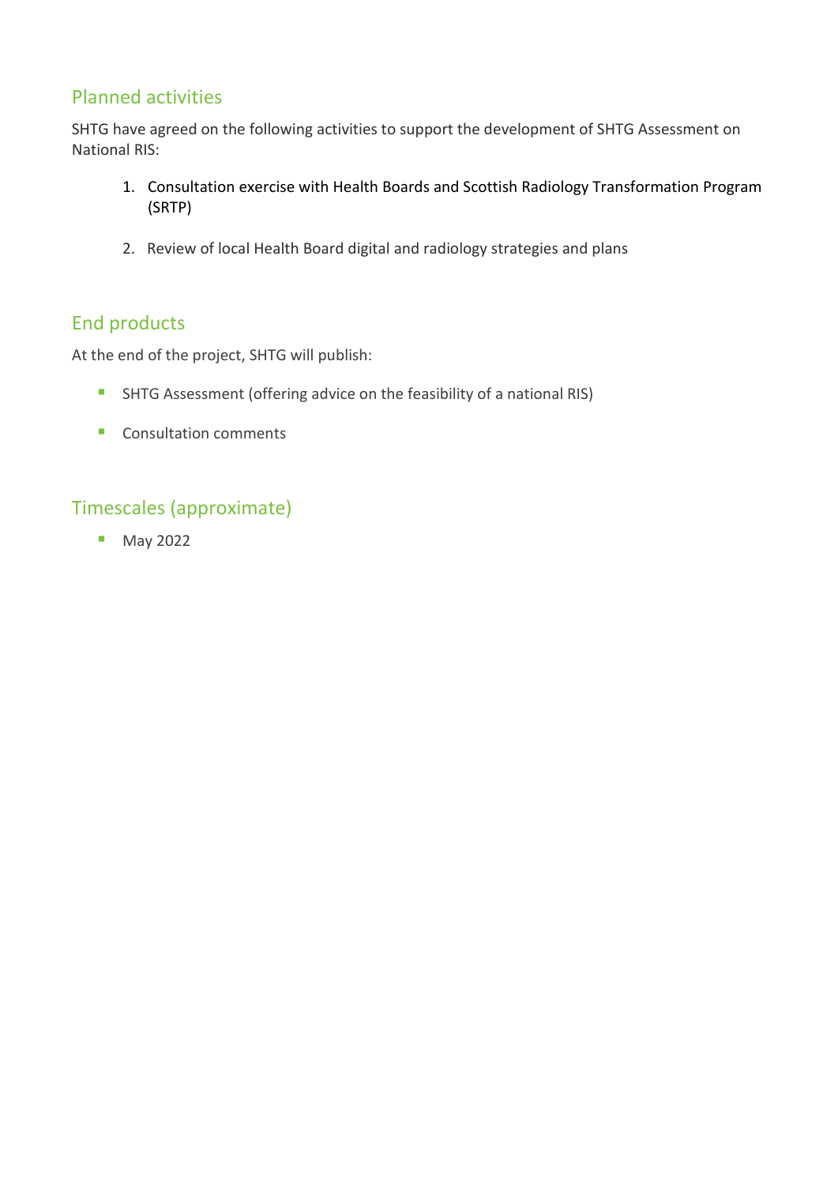## Planned activities

SHTG have agreed on the following activities to support the development of SHTG Assessment on National RIS:

1. Consultation exercise with Health Boards and Scottish Radiology Transformation Program (SRTP)

2. Review of local Health Board digital and radiology strategies and plans

## End products

At the end of the project, SHTG will publish:

- SHTG Assessment (offering advice on the feasibility of a national RIS)
- Consultation comments

## Timescales (approximate)

- May 2022